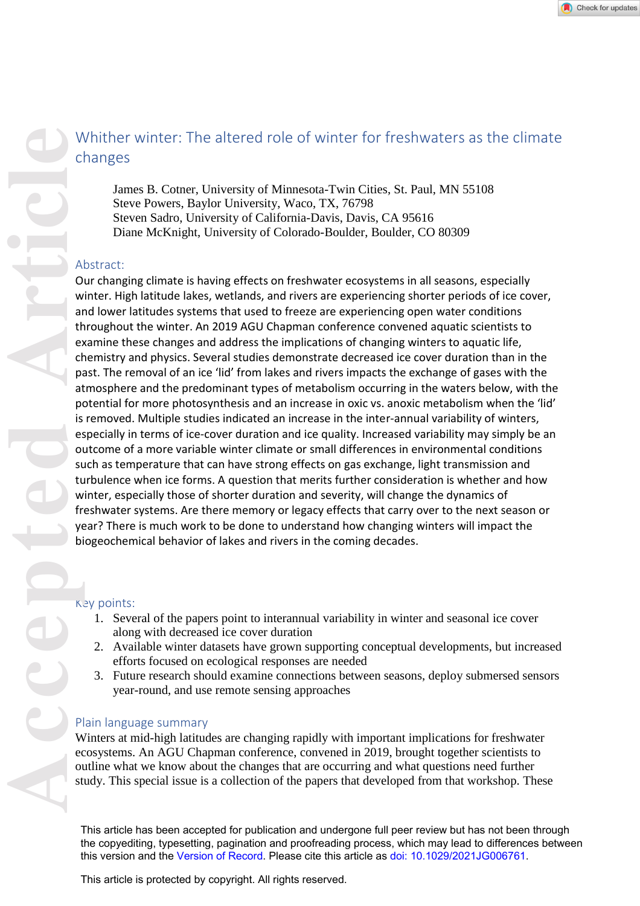# Whither winter: The altered role of winter for freshwaters as the climate changes

James B. Cotner, University of Minnesota-Twin Cities, St. Paul, MN 55108
Steve Powers, Baylor University, Waco, TX, 76798
Steven Sadro, University of California-Davis, Davis, CA 95616
Diane McKnight, University of Colorado-Boulder, Boulder, CO 80309

## Abstract:

Our changing climate is having effects on freshwater ecosystems in all seasons, especially winter. High latitude lakes, wetlands, and rivers are experiencing shorter periods of ice cover, and lower latitudes systems that used to freeze are experiencing open water conditions throughout the winter. An 2019 AGU Chapman conference convened aquatic scientists to examine these changes and address the implications of changing winters to aquatic life, chemistry and physics. Several studies demonstrate decreased ice cover duration than in the past. The removal of an ice 'lid' from lakes and rivers impacts the exchange of gases with the atmosphere and the predominant types of metabolism occurring in the waters below, with the potential for more photosynthesis and an increase in oxic vs. anoxic metabolism when the 'lid' is removed. Multiple studies indicated an increase in the inter-annual variability of winters, especially in terms of ice-cover duration and ice quality. Increased variability may simply be an outcome of a more variable winter climate or small differences in environmental conditions such as temperature that can have strong effects on gas exchange, light transmission and turbulence when ice forms. A question that merits further consideration is whether and how winter, especially those of shorter duration and severity, will change the dynamics of freshwater systems. Are there memory or legacy effects that carry over to the next season or year? There is much work to be done to understand how changing winters will impact the biogeochemical behavior of lakes and rivers in the coming decades.

## Key points:

1. Several of the papers point to interannual variability in winter and seasonal ice cover along with decreased ice cover duration
2. Available winter datasets have grown supporting conceptual developments, but increased efforts focused on ecological responses are needed
3. Future research should examine connections between seasons, deploy submersed sensors year-round, and use remote sensing approaches

## Plain language summary

Winters at mid-high latitudes are changing rapidly with important implications for freshwater ecosystems. An AGU Chapman conference, convened in 2019, brought together scientists to outline what we know about the changes that are occurring and what questions need further study. This special issue is a collection of the papers that developed from that workshop. These

This article has been accepted for publication and undergone full peer review but has not been through the copyediting, typesetting, pagination and proofreading process, which may lead to differences between this version and the Version of Record. Please cite this article as doi: 10.1029/2021JG006761.

This article is protected by copyright. All rights reserved.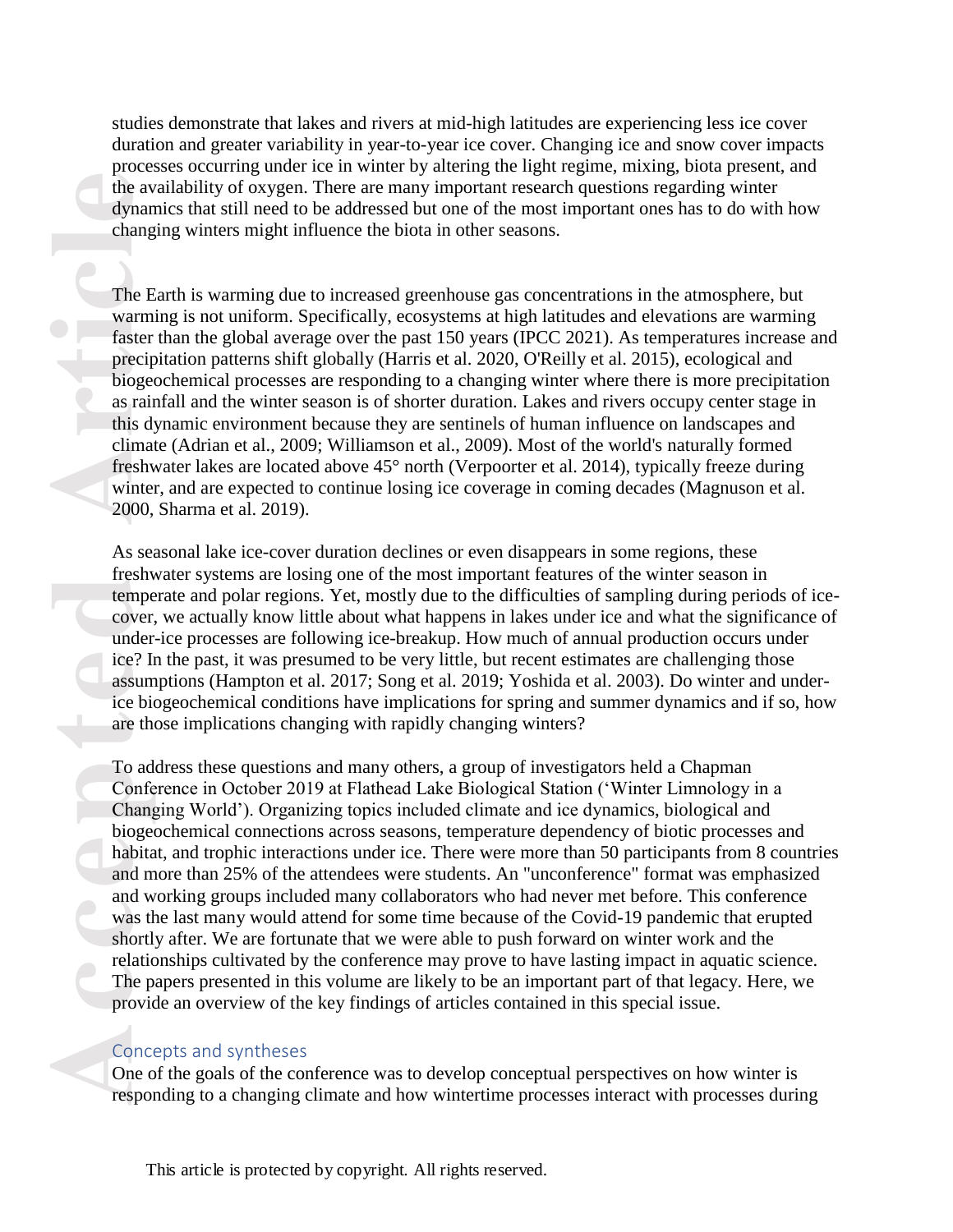studies demonstrate that lakes and rivers at mid-high latitudes are experiencing less ice cover duration and greater variability in year-to-year ice cover. Changing ice and snow cover impacts processes occurring under ice in winter by altering the light regime, mixing, biota present, and the availability of oxygen. There are many important research questions regarding winter dynamics that still need to be addressed but one of the most important ones has to do with how changing winters might influence the biota in other seasons.

The Earth is warming due to increased greenhouse gas concentrations in the atmosphere, but warming is not uniform. Specifically, ecosystems at high latitudes and elevations are warming faster than the global average over the past 150 years (IPCC 2021). As temperatures increase and precipitation patterns shift globally (Harris et al. 2020, O'Reilly et al. 2015), ecological and biogeochemical processes are responding to a changing winter where there is more precipitation as rainfall and the winter season is of shorter duration. Lakes and rivers occupy center stage in this dynamic environment because they are sentinels of human influence on landscapes and climate (Adrian et al., 2009; Williamson et al., 2009). Most of the world's naturally formed freshwater lakes are located above 45° north (Verpoorter et al. 2014), typically freeze during winter, and are expected to continue losing ice coverage in coming decades (Magnuson et al. 2000, Sharma et al. 2019).

As seasonal lake ice-cover duration declines or even disappears in some regions, these freshwater systems are losing one of the most important features of the winter season in temperate and polar regions. Yet, mostly due to the difficulties of sampling during periods of ice-cover, we actually know little about what happens in lakes under ice and what the significance of under-ice processes are following ice-breakup. How much of annual production occurs under ice? In the past, it was presumed to be very little, but recent estimates are challenging those assumptions (Hampton et al. 2017; Song et al. 2019; Yoshida et al. 2003). Do winter and under-ice biogeochemical conditions have implications for spring and summer dynamics and if so, how are those implications changing with rapidly changing winters?

To address these questions and many others, a group of investigators held a Chapman Conference in October 2019 at Flathead Lake Biological Station ('Winter Limnology in a Changing World'). Organizing topics included climate and ice dynamics, biological and biogeochemical connections across seasons, temperature dependency of biotic processes and habitat, and trophic interactions under ice. There were more than 50 participants from 8 countries and more than 25% of the attendees were students. An "unconference" format was emphasized and working groups included many collaborators who had never met before. This conference was the last many would attend for some time because of the Covid-19 pandemic that erupted shortly after. We are fortunate that we were able to push forward on winter work and the relationships cultivated by the conference may prove to have lasting impact in aquatic science. The papers presented in this volume are likely to be an important part of that legacy. Here, we provide an overview of the key findings of articles contained in this special issue.

## Concepts and syntheses

One of the goals of the conference was to develop conceptual perspectives on how winter is responding to a changing climate and how wintertime processes interact with processes during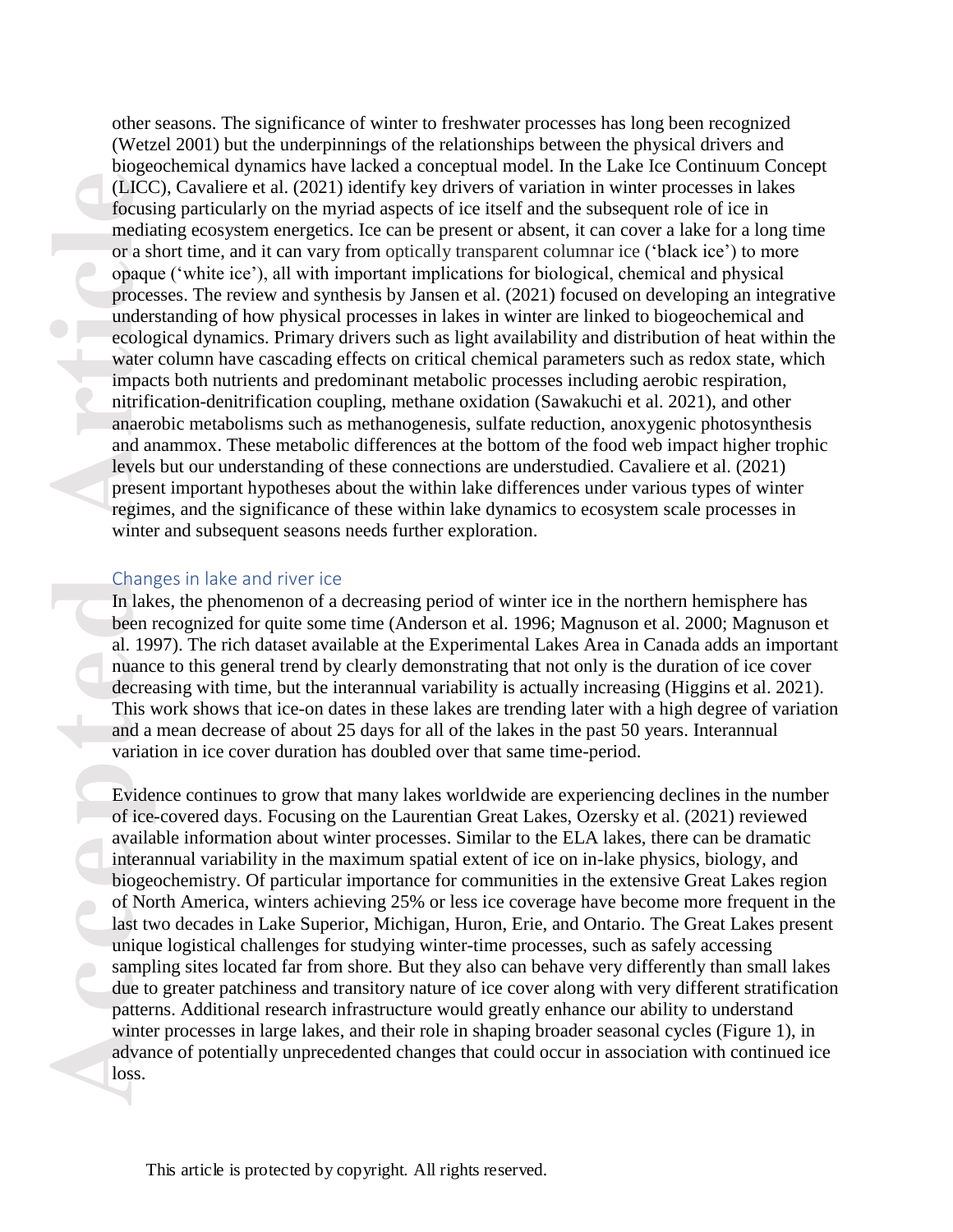other seasons. The significance of winter to freshwater processes has long been recognized (Wetzel 2001) but the underpinnings of the relationships between the physical drivers and biogeochemical dynamics have lacked a conceptual model. In the Lake Ice Continuum Concept (LICC), Cavaliere et al. (2021) identify key drivers of variation in winter processes in lakes focusing particularly on the myriad aspects of ice itself and the subsequent role of ice in mediating ecosystem energetics. Ice can be present or absent, it can cover a lake for a long time or a short time, and it can vary from optically transparent columnar ice ('black ice') to more opaque ('white ice'), all with important implications for biological, chemical and physical processes. The review and synthesis by Jansen et al. (2021) focused on developing an integrative understanding of how physical processes in lakes in winter are linked to biogeochemical and ecological dynamics. Primary drivers such as light availability and distribution of heat within the water column have cascading effects on critical chemical parameters such as redox state, which impacts both nutrients and predominant metabolic processes including aerobic respiration, nitrification-denitrification coupling, methane oxidation (Sawakuchi et al. 2021), and other anaerobic metabolisms such as methanogenesis, sulfate reduction, anoxygenic photosynthesis and anammox. These metabolic differences at the bottom of the food web impact higher trophic levels but our understanding of these connections are understudied. Cavaliere et al. (2021) present important hypotheses about the within lake differences under various types of winter regimes, and the significance of these within lake dynamics to ecosystem scale processes in winter and subsequent seasons needs further exploration.

## Changes in lake and river ice

In lakes, the phenomenon of a decreasing period of winter ice in the northern hemisphere has been recognized for quite some time (Anderson et al. 1996; Magnuson et al. 2000; Magnuson et al. 1997). The rich dataset available at the Experimental Lakes Area in Canada adds an important nuance to this general trend by clearly demonstrating that not only is the duration of ice cover decreasing with time, but the interannual variability is actually increasing (Higgins et al. 2021). This work shows that ice-on dates in these lakes are trending later with a high degree of variation and a mean decrease of about 25 days for all of the lakes in the past 50 years. Interannual variation in ice cover duration has doubled over that same time-period.

Evidence continues to grow that many lakes worldwide are experiencing declines in the number of ice-covered days. Focusing on the Laurentian Great Lakes, Ozersky et al. (2021) reviewed available information about winter processes. Similar to the ELA lakes, there can be dramatic interannual variability in the maximum spatial extent of ice on in-lake physics, biology, and biogeochemistry. Of particular importance for communities in the extensive Great Lakes region of North America, winters achieving 25% or less ice coverage have become more frequent in the last two decades in Lake Superior, Michigan, Huron, Erie, and Ontario. The Great Lakes present unique logistical challenges for studying winter-time processes, such as safely accessing sampling sites located far from shore. But they also can behave very differently than small lakes due to greater patchiness and transitory nature of ice cover along with very different stratification patterns. Additional research infrastructure would greatly enhance our ability to understand winter processes in large lakes, and their role in shaping broader seasonal cycles (Figure 1), in advance of potentially unprecedented changes that could occur in association with continued ice loss.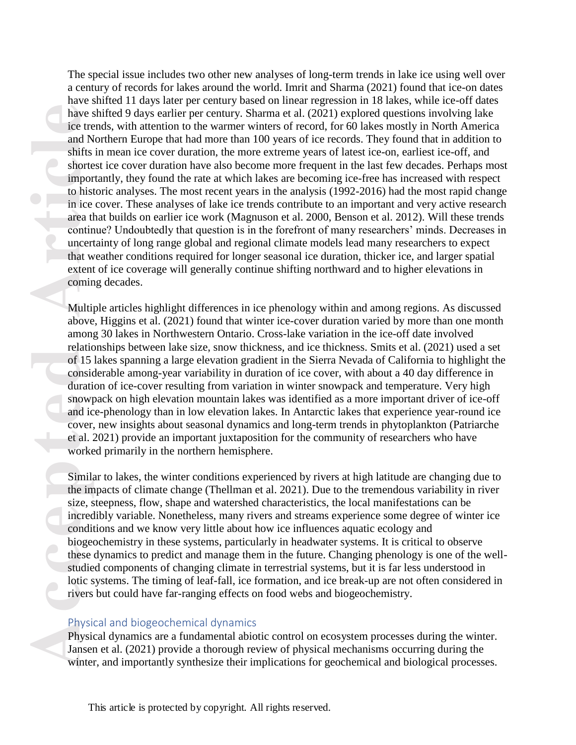The special issue includes two other new analyses of long-term trends in lake ice using well over a century of records for lakes around the world. Imrit and Sharma (2021) found that ice-on dates have shifted 11 days later per century based on linear regression in 18 lakes, while ice-off dates have shifted 9 days earlier per century. Sharma et al. (2021) explored questions involving lake ice trends, with attention to the warmer winters of record, for 60 lakes mostly in North America and Northern Europe that had more than 100 years of ice records. They found that in addition to shifts in mean ice cover duration, the more extreme years of latest ice-on, earliest ice-off, and shortest ice cover duration have also become more frequent in the last few decades. Perhaps most importantly, they found the rate at which lakes are becoming ice-free has increased with respect to historic analyses. The most recent years in the analysis (1992-2016) had the most rapid change in ice cover. These analyses of lake ice trends contribute to an important and very active research area that builds on earlier ice work (Magnuson et al. 2000, Benson et al. 2012). Will these trends continue? Undoubtedly that question is in the forefront of many researchers' minds. Decreases in uncertainty of long range global and regional climate models lead many researchers to expect that weather conditions required for longer seasonal ice duration, thicker ice, and larger spatial extent of ice coverage will generally continue shifting northward and to higher elevations in coming decades.

Multiple articles highlight differences in ice phenology within and among regions. As discussed above, Higgins et al. (2021) found that winter ice-cover duration varied by more than one month among 30 lakes in Northwestern Ontario. Cross-lake variation in the ice-off date involved relationships between lake size, snow thickness, and ice thickness. Smits et al. (2021) used a set of 15 lakes spanning a large elevation gradient in the Sierra Nevada of California to highlight the considerable among-year variability in duration of ice cover, with about a 40 day difference in duration of ice-cover resulting from variation in winter snowpack and temperature. Very high snowpack on high elevation mountain lakes was identified as a more important driver of ice-off and ice-phenology than in low elevation lakes. In Antarctic lakes that experience year-round ice cover, new insights about seasonal dynamics and long-term trends in phytoplankton (Patriarche et al. 2021) provide an important juxtaposition for the community of researchers who have worked primarily in the northern hemisphere.

Similar to lakes, the winter conditions experienced by rivers at high latitude are changing due to the impacts of climate change (Thellman et al. 2021). Due to the tremendous variability in river size, steepness, flow, shape and watershed characteristics, the local manifestations can be incredibly variable. Nonetheless, many rivers and streams experience some degree of winter ice conditions and we know very little about how ice influences aquatic ecology and biogeochemistry in these systems, particularly in headwater systems. It is critical to observe these dynamics to predict and manage them in the future. Changing phenology is one of the well-studied components of changing climate in terrestrial systems, but it is far less understood in lotic systems. The timing of leaf-fall, ice formation, and ice break-up are not often considered in rivers but could have far-ranging effects on food webs and biogeochemistry.

## Physical and biogeochemical dynamics

Physical dynamics are a fundamental abiotic control on ecosystem processes during the winter. Jansen et al. (2021) provide a thorough review of physical mechanisms occurring during the winter, and importantly synthesize their implications for geochemical and biological processes.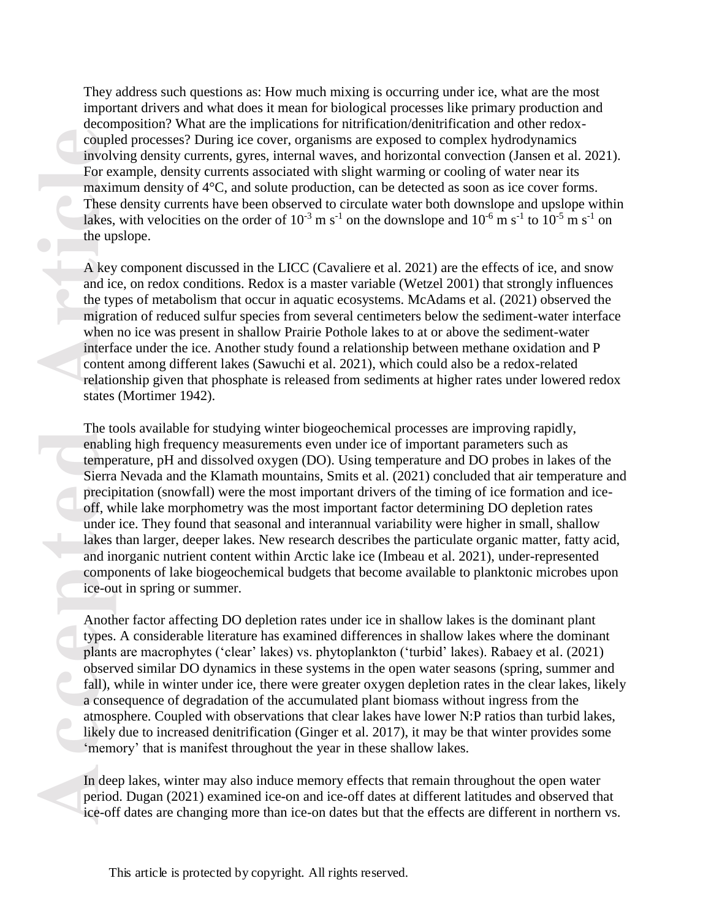They address such questions as: How much mixing is occurring under ice, what are the most important drivers and what does it mean for biological processes like primary production and decomposition? What are the implications for nitrification/denitrification and other redox-coupled processes? During ice cover, organisms are exposed to complex hydrodynamics involving density currents, gyres, internal waves, and horizontal convection (Jansen et al. 2021). For example, density currents associated with slight warming or cooling of water near its maximum density of 4°C, and solute production, can be detected as soon as ice cover forms. These density currents have been observed to circulate water both downslope and upslope within lakes, with velocities on the order of $10^{-3}$ m $s^{-1}$ on the downslope and $10^{-6}$ m $s^{-1}$ to $10^{-5}$ m $s^{-1}$ on the upslope.

A key component discussed in the LICC (Cavaliere et al. 2021) are the effects of ice, and snow and ice, on redox conditions. Redox is a master variable (Wetzel 2001) that strongly influences the types of metabolism that occur in aquatic ecosystems. McAdams et al. (2021) observed the migration of reduced sulfur species from several centimeters below the sediment-water interface when no ice was present in shallow Prairie Pothole lakes to at or above the sediment-water interface under the ice. Another study found a relationship between methane oxidation and P content among different lakes (Sawuchi et al. 2021), which could also be a redox-related relationship given that phosphate is released from sediments at higher rates under lowered redox states (Mortimer 1942).

The tools available for studying winter biogeochemical processes are improving rapidly, enabling high frequency measurements even under ice of important parameters such as temperature, pH and dissolved oxygen (DO). Using temperature and DO probes in lakes of the Sierra Nevada and the Klamath mountains, Smits et al. (2021) concluded that air temperature and precipitation (snowfall) were the most important drivers of the timing of ice formation and ice-off, while lake morphometry was the most important factor determining DO depletion rates under ice. They found that seasonal and interannual variability were higher in small, shallow lakes than larger, deeper lakes. New research describes the particulate organic matter, fatty acid, and inorganic nutrient content within Arctic lake ice (Imbeau et al. 2021), under-represented components of lake biogeochemical budgets that become available to planktonic microbes upon ice-out in spring or summer.

Another factor affecting DO depletion rates under ice in shallow lakes is the dominant plant types. A considerable literature has examined differences in shallow lakes where the dominant plants are macrophytes ('clear' lakes) vs. phytoplankton ('turbid' lakes). Rabaey et al. (2021) observed similar DO dynamics in these systems in the open water seasons (spring, summer and fall), while in winter under ice, there were greater oxygen depletion rates in the clear lakes, likely a consequence of degradation of the accumulated plant biomass without ingress from the atmosphere. Coupled with observations that clear lakes have lower N:P ratios than turbid lakes, likely due to increased denitrification (Ginger et al. 2017), it may be that winter provides some 'memory' that is manifest throughout the year in these shallow lakes.

In deep lakes, winter may also induce memory effects that remain throughout the open water period. Dugan (2021) examined ice-on and ice-off dates at different latitudes and observed that ice-off dates are changing more than ice-on dates but that the effects are different in northern vs.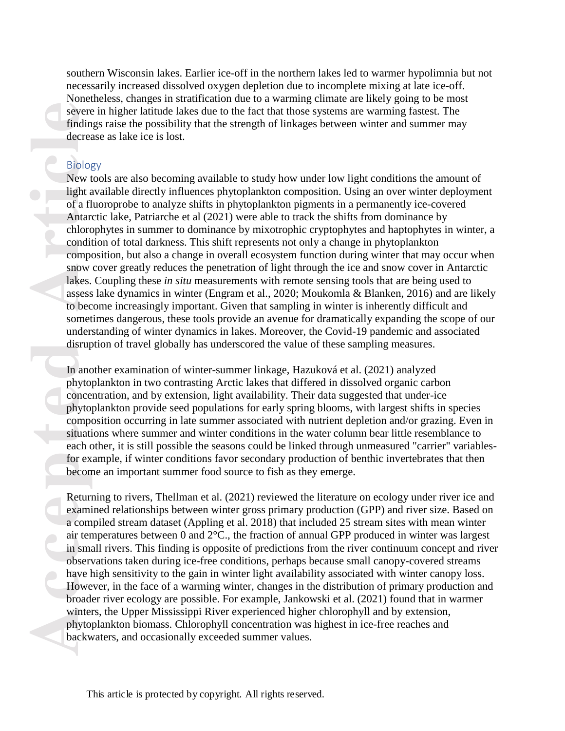southern Wisconsin lakes. Earlier ice-off in the northern lakes led to warmer hypolimnia but not necessarily increased dissolved oxygen depletion due to incomplete mixing at late ice-off. Nonetheless, changes in stratification due to a warming climate are likely going to be most severe in higher latitude lakes due to the fact that those systems are warming fastest. The findings raise the possibility that the strength of linkages between winter and summer may decrease as lake ice is lost.

## Biology

New tools are also becoming available to study how under low light conditions the amount of light available directly influences phytoplankton composition. Using an over winter deployment of a fluoroprobe to analyze shifts in phytoplankton pigments in a permanently ice-covered Antarctic lake, Patriarche et al (2021) were able to track the shifts from dominance by chlorophytes in summer to dominance by mixotrophic cryptophytes and haptophytes in winter, a condition of total darkness. This shift represents not only a change in phytoplankton composition, but also a change in overall ecosystem function during winter that may occur when snow cover greatly reduces the penetration of light through the ice and snow cover in Antarctic lakes. Coupling these *in situ* measurements with remote sensing tools that are being used to assess lake dynamics in winter (Engram et al., 2020; Moukomla & Blanken, 2016) and are likely to become increasingly important. Given that sampling in winter is inherently difficult and sometimes dangerous, these tools provide an avenue for dramatically expanding the scope of our understanding of winter dynamics in lakes. Moreover, the Covid-19 pandemic and associated disruption of travel globally has underscored the value of these sampling measures.

In another examination of winter-summer linkage, Hazuková et al. (2021) analyzed phytoplankton in two contrasting Arctic lakes that differed in dissolved organic carbon concentration, and by extension, light availability. Their data suggested that under-ice phytoplankton provide seed populations for early spring blooms, with largest shifts in species composition occurring in late summer associated with nutrient depletion and/or grazing. Even in situations where summer and winter conditions in the water column bear little resemblance to each other, it is still possible the seasons could be linked through unmeasured "carrier" variables- for example, if winter conditions favor secondary production of benthic invertebrates that then become an important summer food source to fish as they emerge.

Returning to rivers, Thellman et al. (2021) reviewed the literature on ecology under river ice and examined relationships between winter gross primary production (GPP) and river size. Based on a compiled stream dataset (Appling et al. 2018) that included 25 stream sites with mean winter air temperatures between 0 and 2°C., the fraction of annual GPP produced in winter was largest in small rivers. This finding is opposite of predictions from the river continuum concept and river observations taken during ice-free conditions, perhaps because small canopy-covered streams have high sensitivity to the gain in winter light availability associated with winter canopy loss. However, in the face of a warming winter, changes in the distribution of primary production and broader river ecology are possible. For example, Jankowski et al. (2021) found that in warmer winters, the Upper Mississippi River experienced higher chlorophyll and by extension, phytoplankton biomass. Chlorophyll concentration was highest in ice-free reaches and backwaters, and occasionally exceeded summer values.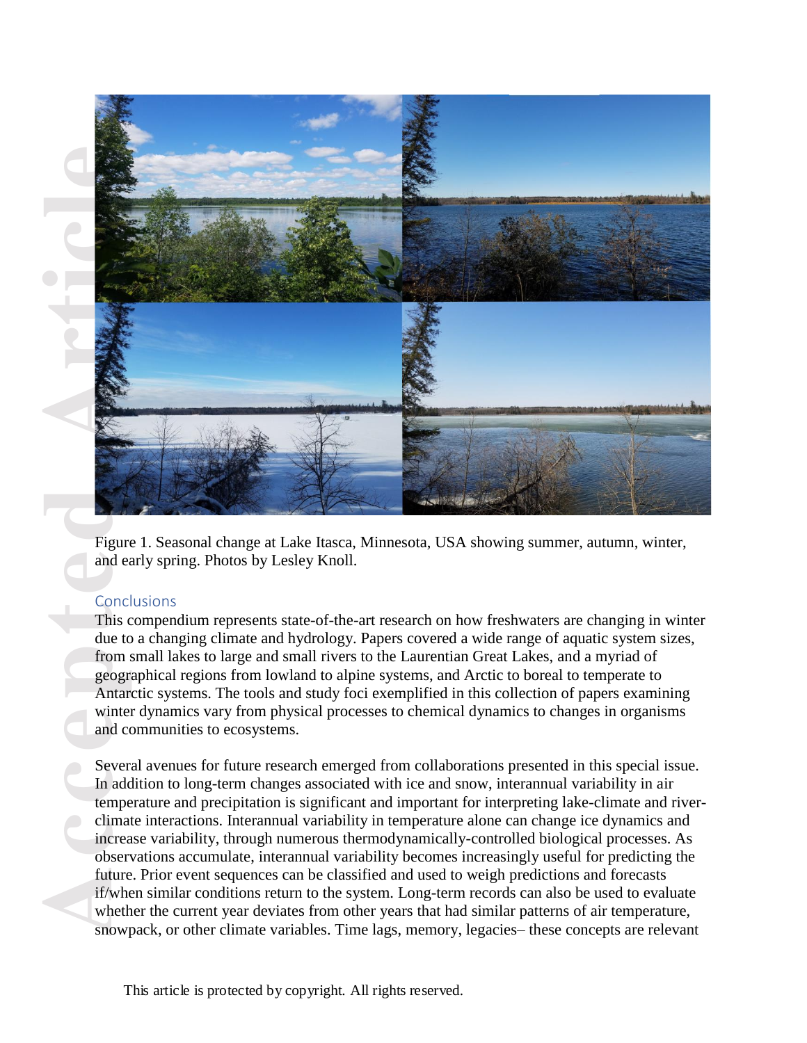Figure 1. Seasonal change at Lake Itasca, Minnesota, USA showing summer, autumn, winter, and early spring. Photos by Lesley Knoll.

## Conclusions

This compendium represents state-of-the-art research on how freshwaters are changing in winter due to a changing climate and hydrology. Papers covered a wide range of aquatic system sizes, from small lakes to large and small rivers to the Laurentian Great Lakes, and a myriad of geographical regions from lowland to alpine systems, and Arctic to boreal to temperate to Antarctic systems. The tools and study foci exemplified in this collection of papers examining winter dynamics vary from physical processes to chemical dynamics to changes in organisms and communities to ecosystems.

Several avenues for future research emerged from collaborations presented in this special issue. In addition to long-term changes associated with ice and snow, interannual variability in air temperature and precipitation is significant and important for interpreting lake-climate and river-climate interactions. Interannual variability in temperature alone can change ice dynamics and increase variability, through numerous thermodynamically-controlled biological processes. As observations accumulate, interannual variability becomes increasingly useful for predicting the future. Prior event sequences can be classified and used to weigh predictions and forecasts if/when similar conditions return to the system. Long-term records can also be used to evaluate whether the current year deviates from other years that had similar patterns of air temperature, snowpack, or other climate variables. Time lags, memory, legacies– these concepts are relevant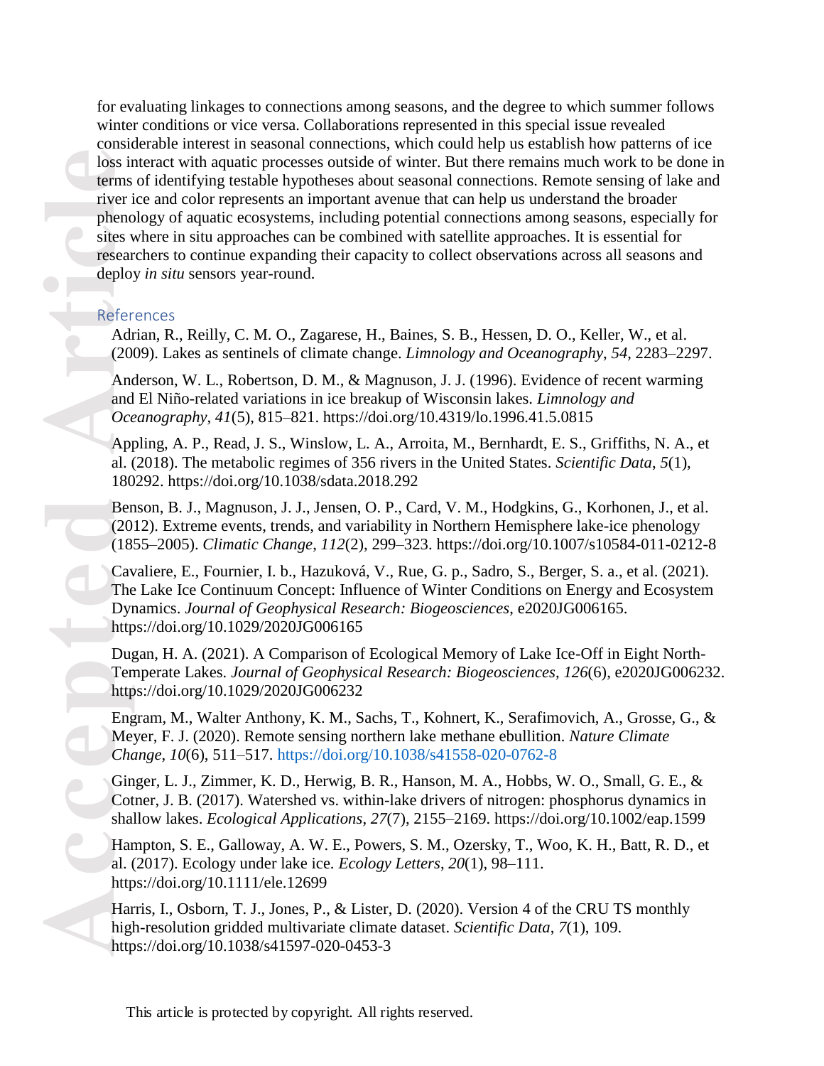for evaluating linkages to connections among seasons, and the degree to which summer follows winter conditions or vice versa. Collaborations represented in this special issue revealed considerable interest in seasonal connections, which could help us establish how patterns of ice loss interact with aquatic processes outside of winter. But there remains much work to be done in terms of identifying testable hypotheses about seasonal connections. Remote sensing of lake and river ice and color represents an important avenue that can help us understand the broader phenology of aquatic ecosystems, including potential connections among seasons, especially for sites where in situ approaches can be combined with satellite approaches. It is essential for researchers to continue expanding their capacity to collect observations across all seasons and deploy *in situ* sensors year-round.

## References

Adrian, R., Reilly, C. M. O., Zagarese, H., Baines, S. B., Hessen, D. O., Keller, W., et al. (2009). Lakes as sentinels of climate change. *Limnology and Oceanography*, *54*, 2283–2297.

Anderson, W. L., Robertson, D. M., & Magnuson, J. J. (1996). Evidence of recent warming and El Niño-related variations in ice breakup of Wisconsin lakes. *Limnology and Oceanography*, *41*(5), 815–821. https://doi.org/10.4319/lo.1996.41.5.0815

Appling, A. P., Read, J. S., Winslow, L. A., Arroita, M., Bernhardt, E. S., Griffiths, N. A., et al. (2018). The metabolic regimes of 356 rivers in the United States. *Scientific Data*, *5*(1), 180292. https://doi.org/10.1038/sdata.2018.292

Benson, B. J., Magnuson, J. J., Jensen, O. P., Card, V. M., Hodgkins, G., Korhonen, J., et al. (2012). Extreme events, trends, and variability in Northern Hemisphere lake-ice phenology (1855–2005). *Climatic Change*, *112*(2), 299–323. https://doi.org/10.1007/s10584-011-0212-8

Cavaliere, E., Fournier, I. b., Hazuková, V., Rue, G. p., Sadro, S., Berger, S. a., et al. (2021). The Lake Ice Continuum Concept: Influence of Winter Conditions on Energy and Ecosystem Dynamics. *Journal of Geophysical Research: Biogeosciences*, e2020JG006165. https://doi.org/10.1029/2020JG006165

Dugan, H. A. (2021). A Comparison of Ecological Memory of Lake Ice-Off in Eight North-Temperate Lakes. *Journal of Geophysical Research: Biogeosciences*, *126*(6), e2020JG006232. https://doi.org/10.1029/2020JG006232

Engram, M., Walter Anthony, K. M., Sachs, T., Kohnert, K., Serafimovich, A., Grosse, G., & Meyer, F. J. (2020). Remote sensing northern lake methane ebullition. *Nature Climate Change*, *10*(6), 511–517. https://doi.org/10.1038/s41558-020-0762-8

Ginger, L. J., Zimmer, K. D., Herwig, B. R., Hanson, M. A., Hobbs, W. O., Small, G. E., & Cotner, J. B. (2017). Watershed vs. within-lake drivers of nitrogen: phosphorus dynamics in shallow lakes. *Ecological Applications*, *27*(7), 2155–2169. https://doi.org/10.1002/eap.1599

Hampton, S. E., Galloway, A. W. E., Powers, S. M., Ozersky, T., Woo, K. H., Batt, R. D., et al. (2017). Ecology under lake ice. *Ecology Letters*, *20*(1), 98–111. https://doi.org/10.1111/ele.12699

Harris, I., Osborn, T. J., Jones, P., & Lister, D. (2020). Version 4 of the CRU TS monthly high-resolution gridded multivariate climate dataset. *Scientific Data*, *7*(1), 109. https://doi.org/10.1038/s41597-020-0453-3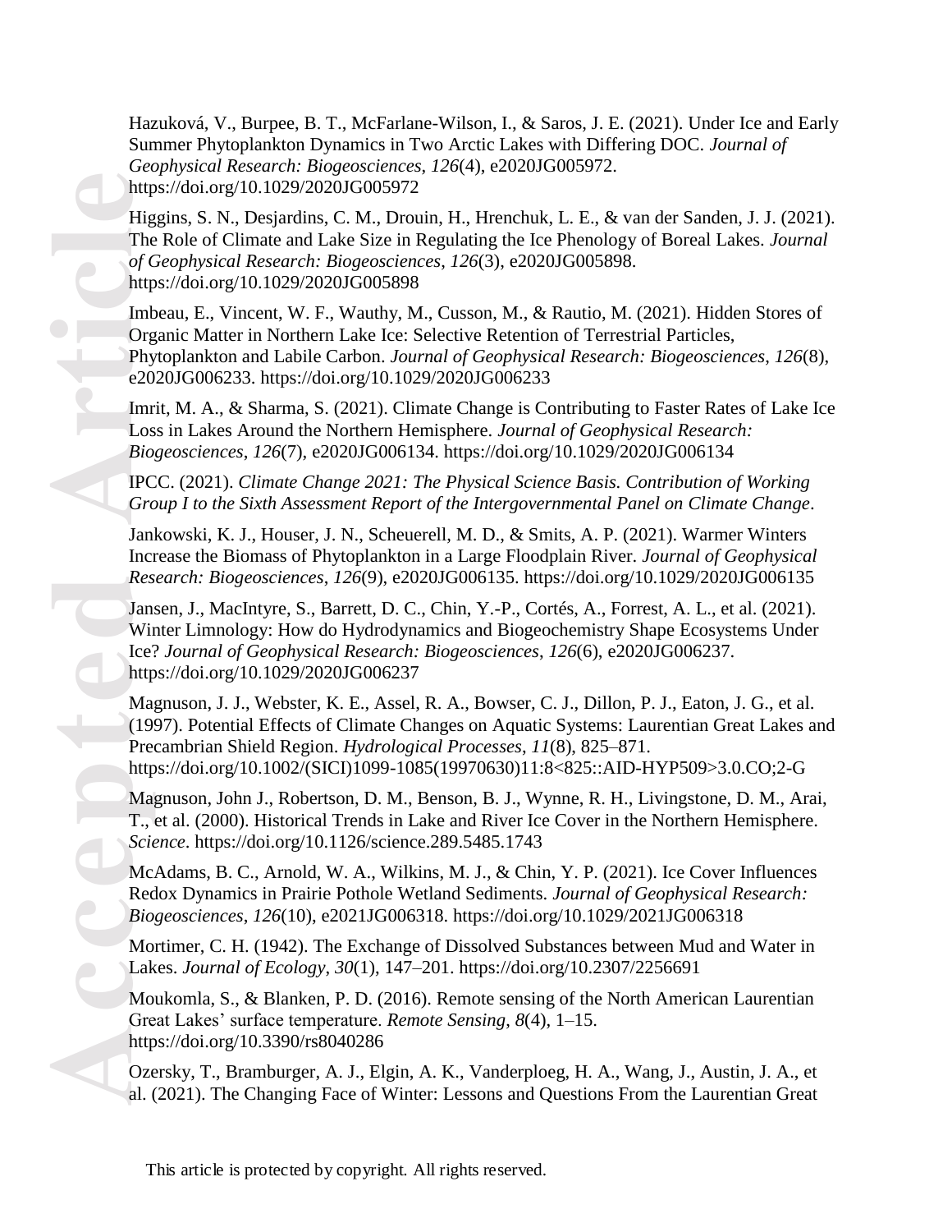Hazuková, V., Burpee, B. T., McFarlane-Wilson, I., & Saros, J. E. (2021). Under Ice and Early Summer Phytoplankton Dynamics in Two Arctic Lakes with Differing DOC. *Journal of Geophysical Research: Biogeosciences*, *126*(4), e2020JG005972. https://doi.org/10.1029/2020JG005972

Higgins, S. N., Desjardins, C. M., Drouin, H., Hrenchuk, L. E., & van der Sanden, J. J. (2021). The Role of Climate and Lake Size in Regulating the Ice Phenology of Boreal Lakes. *Journal of Geophysical Research: Biogeosciences*, *126*(3), e2020JG005898. https://doi.org/10.1029/2020JG005898

Imbeau, E., Vincent, W. F., Wauthy, M., Cusson, M., & Rautio, M. (2021). Hidden Stores of Organic Matter in Northern Lake Ice: Selective Retention of Terrestrial Particles, Phytoplankton and Labile Carbon. *Journal of Geophysical Research: Biogeosciences*, *126*(8), e2020JG006233. https://doi.org/10.1029/2020JG006233

Imrit, M. A., & Sharma, S. (2021). Climate Change is Contributing to Faster Rates of Lake Ice Loss in Lakes Around the Northern Hemisphere. *Journal of Geophysical Research: Biogeosciences*, *126*(7), e2020JG006134. https://doi.org/10.1029/2020JG006134

IPCC. (2021). *Climate Change 2021: The Physical Science Basis. Contribution of Working Group I to the Sixth Assessment Report of the Intergovernmental Panel on Climate Change*.

Jankowski, K. J., Houser, J. N., Scheuerell, M. D., & Smits, A. P. (2021). Warmer Winters Increase the Biomass of Phytoplankton in a Large Floodplain River. *Journal of Geophysical Research: Biogeosciences*, *126*(9), e2020JG006135. https://doi.org/10.1029/2020JG006135

Jansen, J., MacIntyre, S., Barrett, D. C., Chin, Y.-P., Cortés, A., Forrest, A. L., et al. (2021). Winter Limnology: How do Hydrodynamics and Biogeochemistry Shape Ecosystems Under Ice? *Journal of Geophysical Research: Biogeosciences*, *126*(6), e2020JG006237. https://doi.org/10.1029/2020JG006237

Magnuson, J. J., Webster, K. E., Assel, R. A., Bowser, C. J., Dillon, P. J., Eaton, J. G., et al. (1997). Potential Effects of Climate Changes on Aquatic Systems: Laurentian Great Lakes and Precambrian Shield Region. *Hydrological Processes*, *11*(8), 825–871. https://doi.org/10.1002/(SICI)1099-1085(19970630)11:8<825::AID-HYP509>3.0.CO;2-G

Magnuson, John J., Robertson, D. M., Benson, B. J., Wynne, R. H., Livingstone, D. M., Arai, T., et al. (2000). Historical Trends in Lake and River Ice Cover in the Northern Hemisphere. *Science*. https://doi.org/10.1126/science.289.5485.1743

McAdams, B. C., Arnold, W. A., Wilkins, M. J., & Chin, Y. P. (2021). Ice Cover Influences Redox Dynamics in Prairie Pothole Wetland Sediments. *Journal of Geophysical Research: Biogeosciences*, *126*(10), e2021JG006318. https://doi.org/10.1029/2021JG006318

Mortimer, C. H. (1942). The Exchange of Dissolved Substances between Mud and Water in Lakes. *Journal of Ecology*, *30*(1), 147–201. https://doi.org/10.2307/2256691

Moukomla, S., & Blanken, P. D. (2016). Remote sensing of the North American Laurentian Great Lakes' surface temperature. *Remote Sensing*, *8*(4), 1–15. https://doi.org/10.3390/rs8040286

Ozersky, T., Bramburger, A. J., Elgin, A. K., Vanderploeg, H. A., Wang, J., Austin, J. A., et al. (2021). The Changing Face of Winter: Lessons and Questions From the Laurentian Great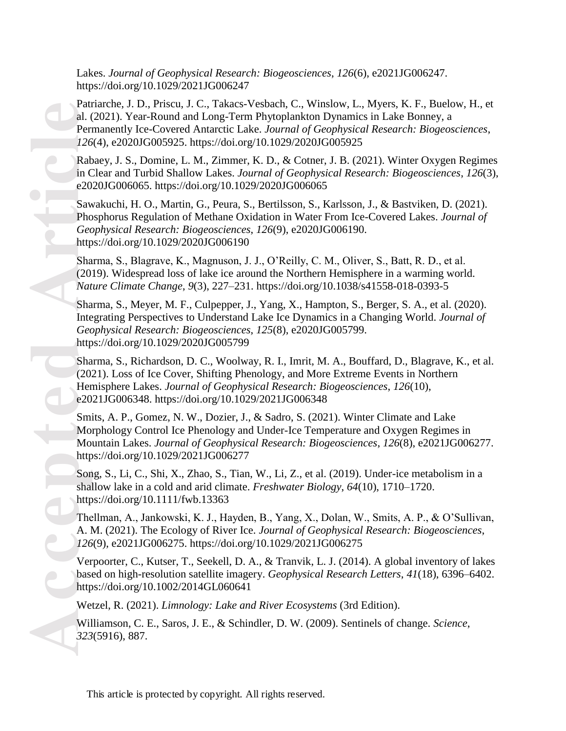Lakes. *Journal of Geophysical Research: Biogeosciences*, *126*(6), e2021JG006247. https://doi.org/10.1029/2021JG006247

Patriarche, J. D., Priscu, J. C., Takacs-Vesbach, C., Winslow, L., Myers, K. F., Buelow, H., et al. (2021). Year-Round and Long-Term Phytoplankton Dynamics in Lake Bonney, a Permanently Ice-Covered Antarctic Lake. *Journal of Geophysical Research: Biogeosciences*, *126*(4), e2020JG005925. https://doi.org/10.1029/2020JG005925

Rabaey, J. S., Domine, L. M., Zimmer, K. D., & Cotner, J. B. (2021). Winter Oxygen Regimes in Clear and Turbid Shallow Lakes. *Journal of Geophysical Research: Biogeosciences*, *126*(3), e2020JG006065. https://doi.org/10.1029/2020JG006065

Sawakuchi, H. O., Martin, G., Peura, S., Bertilsson, S., Karlsson, J., & Bastviken, D. (2021). Phosphorus Regulation of Methane Oxidation in Water From Ice-Covered Lakes. *Journal of Geophysical Research: Biogeosciences*, *126*(9), e2020JG006190. https://doi.org/10.1029/2020JG006190

Sharma, S., Blagrave, K., Magnuson, J. J., O'Reilly, C. M., Oliver, S., Batt, R. D., et al. (2019). Widespread loss of lake ice around the Northern Hemisphere in a warming world. *Nature Climate Change*, *9*(3), 227–231. https://doi.org/10.1038/s41558-018-0393-5

Sharma, S., Meyer, M. F., Culpepper, J., Yang, X., Hampton, S., Berger, S. A., et al. (2020). Integrating Perspectives to Understand Lake Ice Dynamics in a Changing World. *Journal of Geophysical Research: Biogeosciences*, *125*(8), e2020JG005799. https://doi.org/10.1029/2020JG005799

Sharma, S., Richardson, D. C., Woolway, R. I., Imrit, M. A., Bouffard, D., Blagrave, K., et al. (2021). Loss of Ice Cover, Shifting Phenology, and More Extreme Events in Northern Hemisphere Lakes. *Journal of Geophysical Research: Biogeosciences*, *126*(10), e2021JG006348. https://doi.org/10.1029/2021JG006348

Smits, A. P., Gomez, N. W., Dozier, J., & Sadro, S. (2021). Winter Climate and Lake Morphology Control Ice Phenology and Under-Ice Temperature and Oxygen Regimes in Mountain Lakes. *Journal of Geophysical Research: Biogeosciences*, *126*(8), e2021JG006277. https://doi.org/10.1029/2021JG006277

Song, S., Li, C., Shi, X., Zhao, S., Tian, W., Li, Z., et al. (2019). Under-ice metabolism in a shallow lake in a cold and arid climate. *Freshwater Biology*, *64*(10), 1710–1720. https://doi.org/10.1111/fwb.13363

Thellman, A., Jankowski, K. J., Hayden, B., Yang, X., Dolan, W., Smits, A. P., & O'Sullivan, A. M. (2021). The Ecology of River Ice. *Journal of Geophysical Research: Biogeosciences*, *126*(9), e2021JG006275. https://doi.org/10.1029/2021JG006275

Verpoorter, C., Kutser, T., Seekell, D. A., & Tranvik, L. J. (2014). A global inventory of lakes based on high-resolution satellite imagery. *Geophysical Research Letters*, *41*(18), 6396–6402. https://doi.org/10.1002/2014GL060641

Wetzel, R. (2021). *Limnology: Lake and River Ecosystems* (3rd Edition).

Williamson, C. E., Saros, J. E., & Schindler, D. W. (2009). Sentinels of change. *Science*, *323*(5916), 887.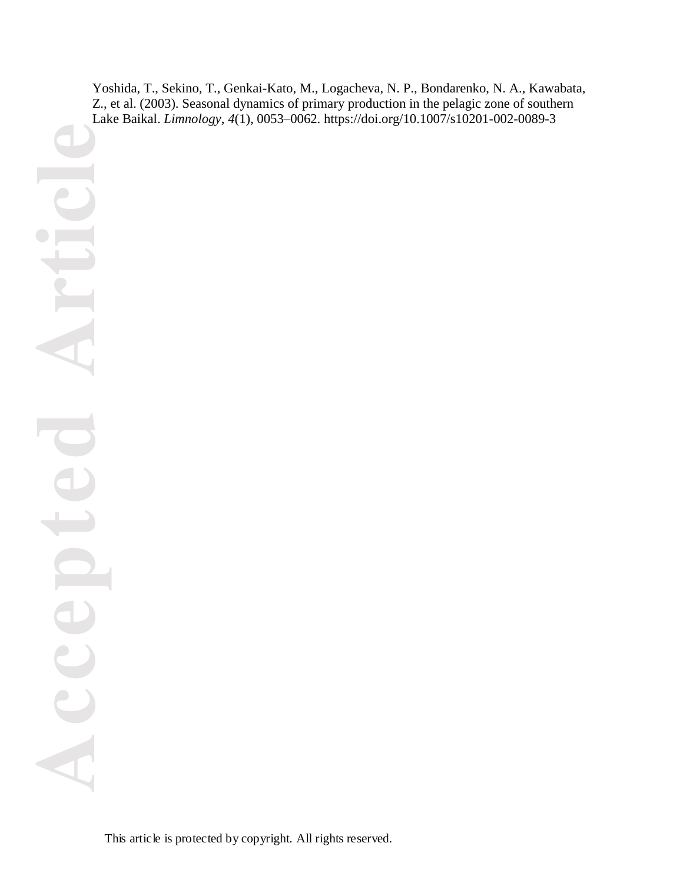Yoshida, T., Sekino, T., Genkai-Kato, M., Logacheva, N. P., Bondarenko, N. A., Kawabata, Z., et al. (2003). Seasonal dynamics of primary production in the pelagic zone of southern Lake Baikal. *Limnology*, *4*(1), 0053–0062. https://doi.org/10.1007/s10201-002-0089-3